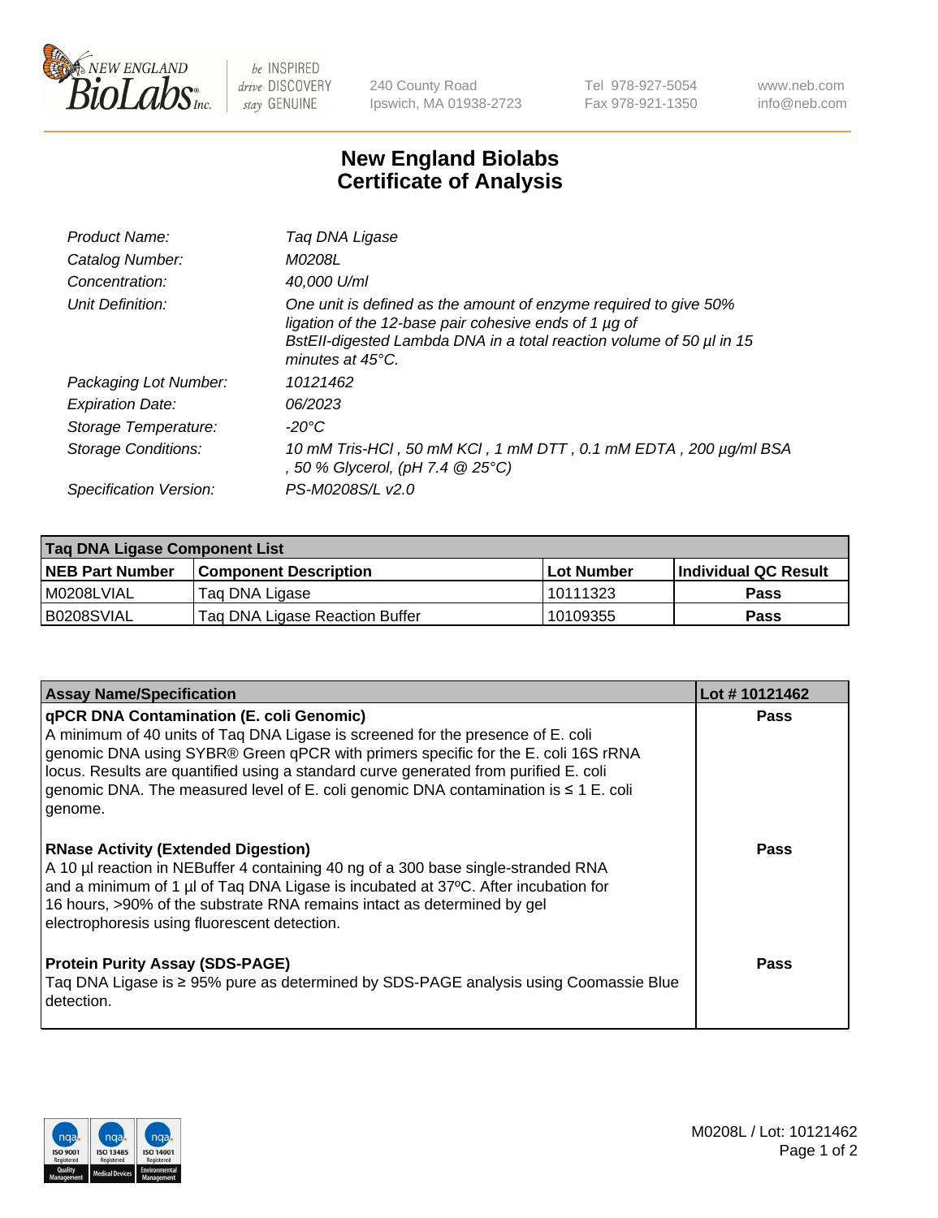New England BioLabs Inc. — be INSPIRED drive DISCOVERY stay GENUINE

240 County Road
Ipswich, MA 01938-2723

Tel 978-927-5054
Fax 978-921-1350

www.neb.com
info@neb.com

# New England Biolabs
# Certificate of Analysis

| | |
|---|---|
| *Product Name:* | *Taq DNA Ligase* |
| *Catalog Number:* | *M0208L* |
| *Concentration:* | *40,000 U/ml* |
| *Unit Definition:* | *One unit is defined as the amount of enzyme required to give 50% ligation of the 12-base pair cohesive ends of 1 µg of BstEII-digested Lambda DNA in a total reaction volume of 50 µl in 15 minutes at 45°C.* |
| *Packaging Lot Number:* | *10121462* |
| *Expiration Date:* | *06/2023* |
| *Storage Temperature:* | *-20°C* |
| *Storage Conditions:* | *10 mM Tris-HCl , 50 mM KCl , 1 mM DTT , 0.1 mM EDTA , 200 µg/ml BSA , 50 % Glycerol, (pH 7.4 @ 25°C)* |
| *Specification Version:* | *PS-M0208S/L v2.0* |

| Taq DNA Ligase Component List | | | |
|---|---|---|---|
| **NEB Part Number** | **Component Description** | **Lot Number** | **Individual QC Result** |
| M0208LVIAL | Taq DNA Ligase | 10111323 | Pass |
| B0208SVIAL | Taq DNA Ligase Reaction Buffer | 10109355 | Pass |

| Assay Name/Specification | Lot # 10121462 |
|---|---|
| **qPCR DNA Contamination (E. coli Genomic)** A minimum of 40 units of Taq DNA Ligase is screened for the presence of E. coli genomic DNA using SYBR® Green qPCR with primers specific for the E. coli 16S rRNA locus. Results are quantified using a standard curve generated from purified E. coli genomic DNA. The measured level of E. coli genomic DNA contamination is ≤ 1 E. coli genome. | Pass |
| **RNase Activity (Extended Digestion)** A 10 µl reaction in NEBuffer 4 containing 40 ng of a 300 base single-stranded RNA and a minimum of 1 µl of Taq DNA Ligase is incubated at 37ºC. After incubation for 16 hours, >90% of the substrate RNA remains intact as determined by gel electrophoresis using fluorescent detection. | Pass |
| **Protein Purity Assay (SDS-PAGE)** Taq DNA Ligase is ≥ 95% pure as determined by SDS-PAGE analysis using Coomassie Blue detection. | Pass |

M0208L / Lot: 10121462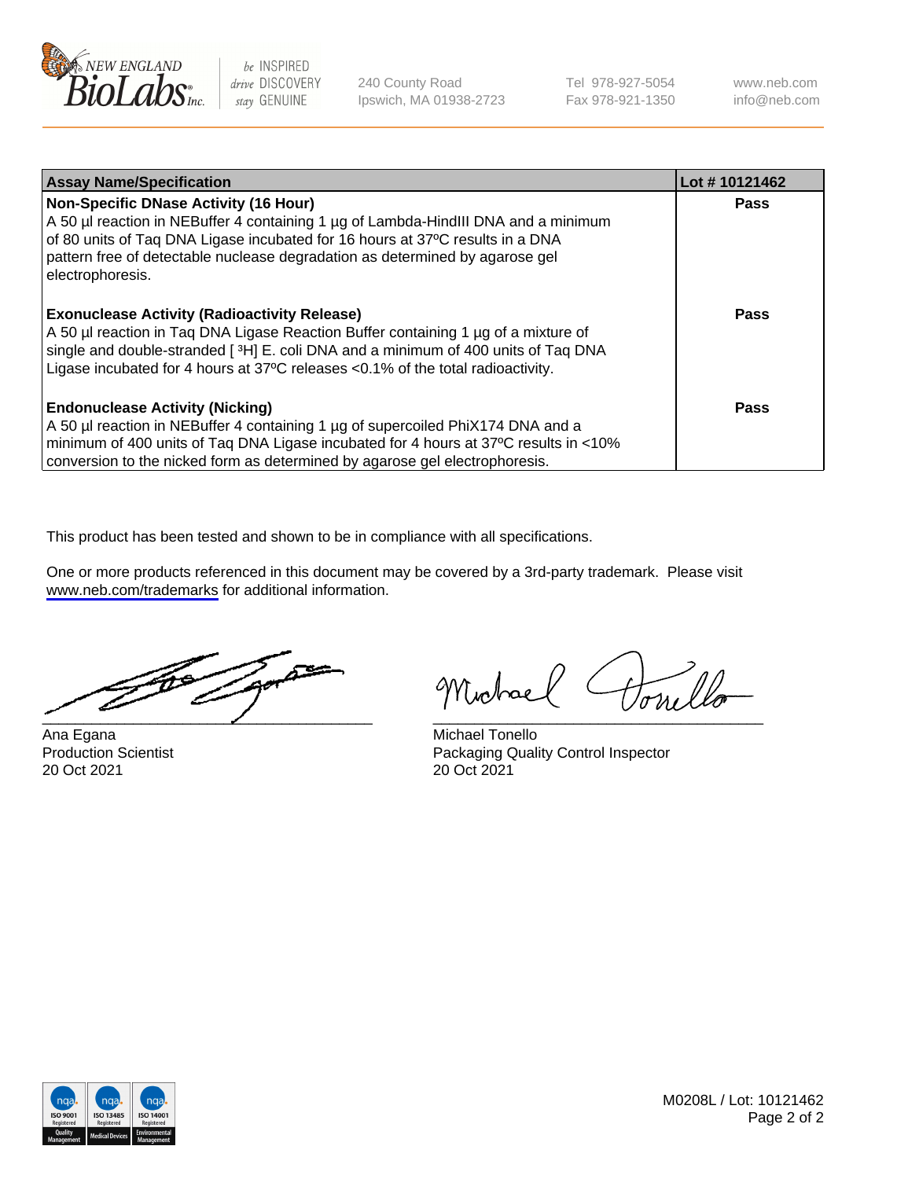New England BioLabs Inc. — be INSPIRED drive DISCOVERY stay GENUINE

240 County Road
Ipswich, MA 01938-2723

Tel 978-927-5054
Fax 978-921-1350

www.neb.com
info@neb.com

| Assay Name/Specification | Lot # 10121462 |
|---|---|
| **Non-Specific DNase Activity (16 Hour)** A 50 µl reaction in NEBuffer 4 containing 1 µg of Lambda-HindIII DNA and a minimum of 80 units of Taq DNA Ligase incubated for 16 hours at 37ºC results in a DNA pattern free of detectable nuclease degradation as determined by agarose gel electrophoresis. | Pass |
| **Exonuclease Activity (Radioactivity Release)** A 50 µl reaction in Taq DNA Ligase Reaction Buffer containing 1 µg of a mixture of single and double-stranded [ $^3$H] E. coli DNA and a minimum of 400 units of Taq DNA Ligase incubated for 4 hours at 37ºC releases <0.1% of the total radioactivity. | Pass |
| **Endonuclease Activity (Nicking)** A 50 µl reaction in NEBuffer 4 containing 1 µg of supercoiled PhiX174 DNA and a minimum of 400 units of Taq DNA Ligase incubated for 4 hours at 37ºC results in <10% conversion to the nicked form as determined by agarose gel electrophoresis. | Pass |

This product has been tested and shown to be in compliance with all specifications.

One or more products referenced in this document may be covered by a 3rd-party trademark. Please visit www.neb.com/trademarks for additional information.

Ana Egana
Production Scientist
20 Oct 2021

Michael Tonello
Packaging Quality Control Inspector
20 Oct 2021

ISO 9001 Registered Quality Management | ISO 13485 Registered Medical Devices | ISO 14001 Registered Environmental Management

M0208L / Lot: 10121462